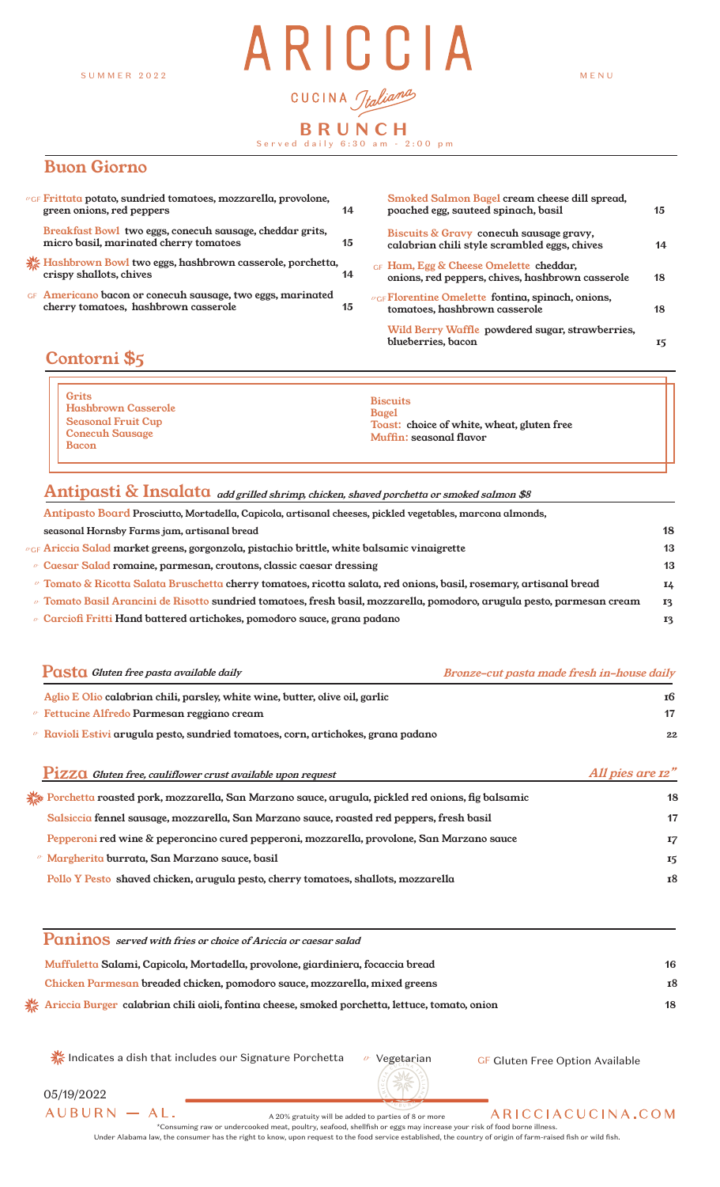SUMMER 2022

# ARICCIA

CUCINA *Italiana*

MENU

## BRUNCH

Served daily 6:30 am - 2:00 pm

## Buon Giorno

᐀GF **Frittata** potato, sundried tomatoes, mozzarella, provolone, green onions, red peppers 14

**Breakfast Bowl** two eggs, conecuh sausage, cheddar grits, micro basil, marinated cherry tomatoes 15

✳ **Hashbrown Bowl** two eggs, hashbrown casserole, porchetta, crispy shallots, chives 14

GF **Americano** bacon or conecuh sausage, two eggs, marinated cherry tomatoes, hashbrown casserole 15

**Smoked Salmon Bagel** cream cheese dill spread, poached egg, sauteed spinach, basil 15

**Biscuits & Gravy** conecuh sausage gravy, calabrian chili style scrambled eggs, chives 14

GF **Ham, Egg & Cheese Omelette** cheddar, onions, red peppers, chives, hashbrown casserole 18

᐀GF **Florentine Omelette** fontina, spinach, onions, tomatoes, hashbrown casserole 18

**Wild Berry Waffle** powdered sugar, strawberries, blueberries, bacon 15

## Contorni $5

- Grits
- Hashbrown Casserole
- Seasonal Fruit Cup
- Conecuh Sausage
- Bacon
- Biscuits
- Bagel
- Toast: choice of white, wheat, gluten free
- Muffin: seasonal flavor

## Antipasti & Insalata *add grilled shrimp, chicken, shaved porchetta or smoked salmon $8*

**Antipasto Board** Prosciutto, Mortadella, Capicola, artisanal cheeses, pickled vegetables, marcona almonds, seasonal Hornsby Farms jam, artisanal bread 18

᐀GF **Ariccia Salad** market greens, gorgonzola, pistachio brittle, white balsamic vinaigrette 13

᐀ **Caesar Salad** romaine, parmesan, croutons, classic caesar dressing 13

᐀ **Tomato & Ricotta Salata Bruschetta** cherry tomatoes, ricotta salata, red onions, basil, rosemary, artisanal bread 14

᐀ **Tomato Basil Arancini de Risotto** sundried tomatoes, fresh basil, mozzarella, pomodoro, arugula pesto, parmesan cream 13

᐀ **Carciofi Fritti** Hand battered artichokes, pomodoro sauce, grana padano 13

## Pasta *Gluten free pasta available daily*

*Bronze-cut pasta made fresh in-house daily*

**Aglio E Olio** calabrian chili, parsley, white wine, butter, olive oil, garlic 16

᐀ **Fettucine Alfredo** Parmesan reggiano cream 17

᐀ **Ravioli Estivi** arugula pesto, sundried tomatoes, corn, artichokes, grana padano 22

## Pizza *Gluten free, cauliflower crust available upon request*

*All pies are 12"*

✳ **Porchetta** roasted pork, mozzarella, San Marzano sauce, arugula, pickled red onions, fig balsamic 18

**Salsiccia** fennel sausage, mozzarella, San Marzano sauce, roasted red peppers, fresh basil 17

**Pepperoni** red wine & peperoncino cured pepperoni, mozzarella, provolone, San Marzano sauce 17

᐀ **Margherita** burrata, San Marzano sauce, basil 15

**Pollo Y Pesto** shaved chicken, arugula pesto, cherry tomatoes, shallots, mozzarella 18

## Paninos *served with fries or choice of Ariccia or caesar salad*

**Muffuletta** Salami, Capicola, Mortadella, provolone, giardiniera, focaccia bread 16

**Chicken Parmesan** breaded chicken, pomodoro sauce, mozzarella, mixed greens 18

✳ **Ariccia Burger** calabrian chili aioli, fontina cheese, smoked porchetta, lettuce, tomato, onion 18

✳ Indicates a dish that includes our Signature Porchetta ᐀ Vegetarian GF Gluten Free Option Available

05/19/2022

AUBURN — AL.

A 20% gratuity will be added to parties of 8 or more

ARICCIACUCINA.COM

*Consuming raw or undercooked meat, poultry, seafood, shellfish or eggs may increase your risk of food borne illness.
Under Alabama law, the consumer has the right to know, upon request to the food service established, the country of origin of farm-raised fish or wild fish.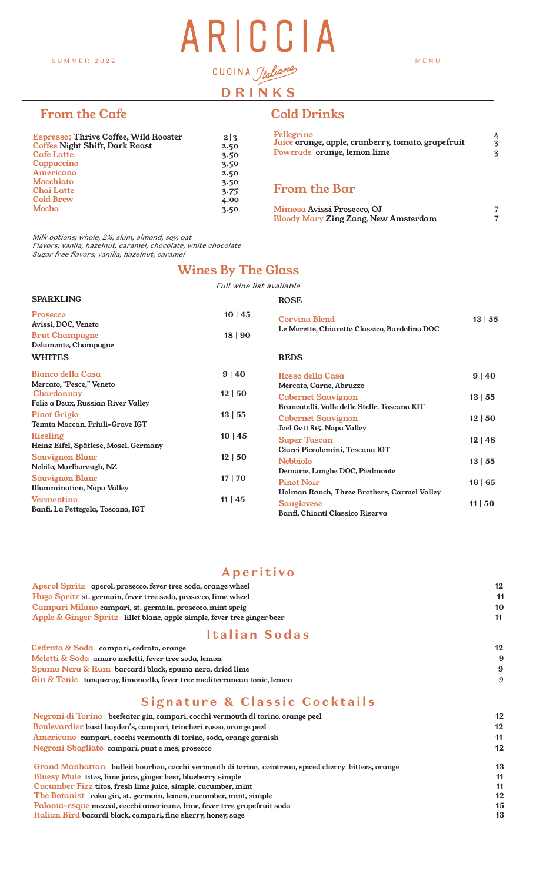SUMMER 2022

# ARICCIA

CUCINA *Italiana*

MENU

## DRINKS

### From the Cafe

| | |
|---|---|
| **Espresso;** Thrive Coffee, Wild Rooster | 2 \| 3 |
| **Coffee** Night Shift, Dark Roast | 2.50 |
| **Cafe Latte** | 3.50 |
| **Cappuccino** | 3.50 |
| **Americano** | 2.50 |
| **Macchiato** | 3.50 |
| **Chai Latte** | 3.75 |
| **Cold Brew** | 4.00 |
| **Mocha** | 3.50 |

*Milk options; whole, 2%, skim, almond, soy, oat*
*Flavors; vanila, hazelnut, caramel, chocolate, white chocolate*
*Sugar free flavors; vanilla, hazelnut, caramel*

### Cold Drinks

| | |
|---|---|
| **Pellegrino** | 4 |
| **Juice** orange, apple, cranberry, tomato, grapefruit | 3 |
| **Powerade** orange, lemon lime | 3 |

### From the Bar

| | |
|---|---|
| **Mimosa** Avissi Prosecco, OJ | 7 |
| **Bloody Mary** Zing Zang, New Amsterdam | 7 |

### Wines By The Glass

*Full wine list available*

#### SPARKLING

| | |
|---|---|
| **Prosecco** Avissi, DOC, Veneto | 10 \| 45 |
| **Brut Champagne** Delamonte, Champagne | 18 \| 90 |

#### WHITES

| | |
|---|---|
| **Bianco della Casa** Mercato, "Pesce," Veneto | 9 \| 40 |
| **Chardonnay** Folie a Deux, Russian River Valley | 12 \| 50 |
| **Pinot Grigio** Tenuta Maccan, Friuli-Grave IGT | 13 \| 55 |
| **Riesling** Heinz Eifel, Spätlese, Mosel, Germany | 10 \| 45 |
| **Sauvignon Blanc** Nobilo, Marlborough, NZ | 12 \| 50 |
| **Sauvignon Blanc** Illummination, Napa Valley | 17 \| 70 |
| **Vermentino** Banfi, La Pettegola, Toscana, IGT | 11 \| 45 |

#### ROSE

| | |
|---|---|
| **Corvina Blend** Le Morette, Chiaretto Classico, Bardolino DOC | 13 \| 55 |

#### REDS

| | |
|---|---|
| **Rosso della Casa** Mercato, Carne, Abruzzo | 9 \| 40 |
| **Cabernet Sauvignon** Brancatelli, Valle delle Stelle, Toscana IGT | 13 \| 55 |
| **Cabernet Sauvignon** Joel Gott 815, Napa Valley | 12 \| 50 |
| **Super Tuscan** Ciacci Piccolomini, Toscana IGT | 12 \| 48 |
| **Nebbiolo** Demarie, Langhe DOC, Piedmonte | 13 \| 55 |
| **Pinot Noir** Holman Ranch, Three Brothers, Carmel Valley | 16 \| 65 |
| **Sangiovese** Banfi, Chianti Classico Riserva | 11 \| 50 |

### Aperitivo

| | |
|---|---|
| **Aperol Spritz** aperol, prosecco, fever tree soda, orange wheel | 12 |
| **Hugo Spritz** st. germain, fever tree soda, prosecco, lime wheel | 11 |
| **Campari Milano** campari, st. germain, prosecco, mint sprig | 10 |
| **Apple & Ginger Spritz** lillet blanc, apple simple, fever tree ginger beer | 11 |

### Italian Sodas

| | |
|---|---|
| **Cedrata & Soda** campari, cedrata, orange | 12 |
| **Meletti & Soda** amaro meletti, fever tree soda, lemon | 9 |
| **Spuma Nera & Rum** barcardi black, spuma nera, dried lime | 9 |
| **Gin & Tonic** tanqueray, limoncello, fever tree mediterranean tonic, lemon | 9 |

### Signature & Classic Cocktails

| | |
|---|---|
| **Negroni di Torino** beefeater gin, campari, cocchi vermouth di torino, orange peel | 12 |
| **Boulevardier** basil hayden's, campari, trincheri rosso, orange peel | 12 |
| **Americano** campari, cocchi vermouth di torino, soda, orange garnish | 11 |
| **Negroni Sbagliato** campari, punt e mes, prosecco | 12 |
| **Grand Manhattan** bulleit bourbon, cocchi vermouth di torino, cointreau, spiced cherry bitters, orange | 13 |
| **Bluesy Mule** titos, lime juice, ginger beer, blueberry simple | 11 |
| **Cucumber Fizz** titos, fresh lime juice, simple, cucumber, mint | 11 |
| **The Botanist** roku gin, st. germain, lemon, cucumber, mint, simple | 12 |
| **Paloma-esque** mezcal, cocchi americano, lime, fever tree grapefruit soda | 15 |
| **Italian Bird** bacardi black, campari, fino sherry, honey, sage | 13 |